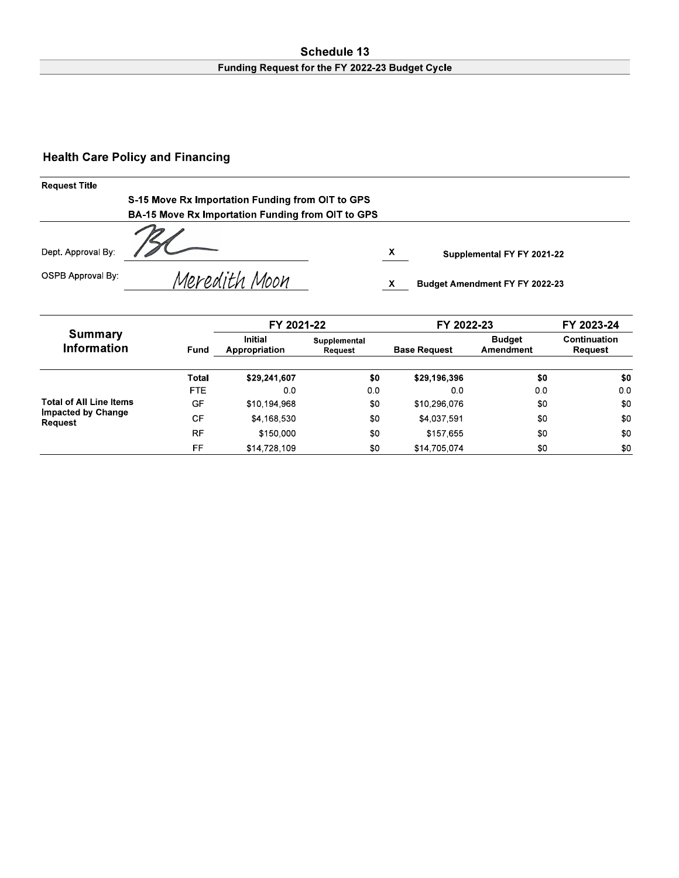# Schedule 13

## Funding Request for the FY 2022-23 Budget Cycle

## Health Care Policy and Financing

**Request Title**

**S-15 Move Rx Importation Funding from OIT to GPS**
**BA-15 Move Rx Importation Funding from OIT to GPS**

Dept. Approval By: BL

OSPB Approval By: Meredith Moon

X Supplemental FY FY 2021-22

X Budget Amendment FY FY 2022-23

| Summary Information | Fund | FY 2021-22 | | FY 2022-23 | | FY 2023-24 |
|---|---|---|---|---|---|---|
| | | Initial Appropriation | Supplemental Request | Base Request | Budget Amendment | Continuation Request |
| Total of All Line Items Impacted by Change Request | **Total** | **$29,241,607** | **$0** | **$29,196,396** | **$0** | **$0** |
| | FTE | 0.0 | 0.0 | 0.0 | 0.0 | 0.0 |
| | GF | $10,194,968 | $0 | $10,296,076 | $0 | $0 |
| | CF | $4,168,530 | $0 | $4,037,591 | $0 | $0 |
| | RF | $150,000 | $0 | $157,655 | $0 | $0 |
| | FF | $14,728,109 | $0 | $14,705,074 | $0 | $0 |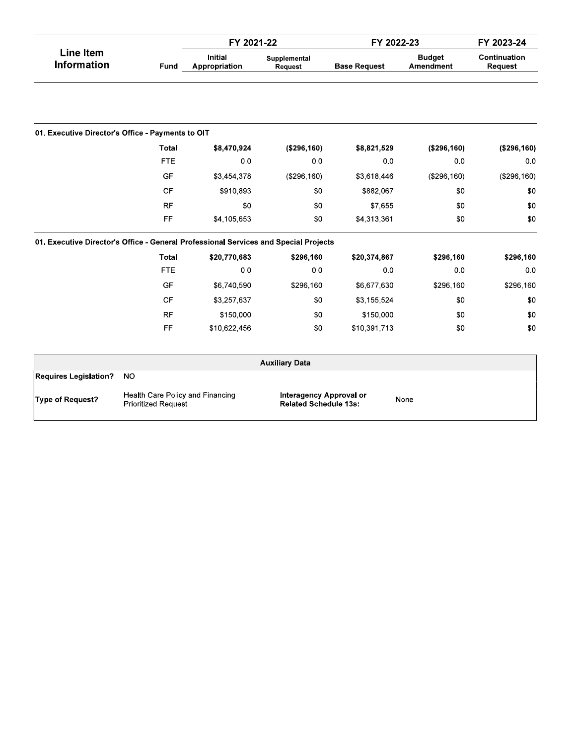| Line Item Information | Fund | FY 2021-22 | | FY 2022-23 | | FY 2023-24 |
|---|---|---|---|---|---|---|
| | | Initial Appropriation | Supplemental Request | Base Request | Budget Amendment | Continuation Request |
| **01. Executive Director's Office - Payments to OIT** | | | | | | |
| | **Total** | **$8,470,924** | **($296,160)** | **$8,821,529** | **($296,160)** | **($296,160)** |
| | FTE | 0.0 | 0.0 | 0.0 | 0.0 | 0.0 |
| | GF | $3,454,378 | ($296,160) | $3,618,446 | ($296,160) | ($296,160) |
| | CF | $910,893 | $0 | $882,067 | $0 | $0 |
| | RF | $0 | $0 | $7,655 | $0 | $0 |
| | FF | $4,105,653 | $0 | $4,313,361 | $0 | $0 |
| **01. Executive Director's Office - General Professional Services and Special Projects** | | | | | | |
| | **Total** | **$20,770,683** | **$296,160** | **$20,374,867** | **$296,160** | **$296,160** |
| | FTE | 0.0 | 0.0 | 0.0 | 0.0 | 0.0 |
| | GF | $6,740,590 | $296,160 | $6,677,630 | $296,160 | $296,160 |
| | CF | $3,257,637 | $0 | $3,155,524 | $0 | $0 |
| | RF | $150,000 | $0 | $150,000 | $0 | $0 |
| | FF | $10,622,456 | $0 | $10,391,713 | $0 | $0 |

| Auxiliary Data | | | |
|---|---|---|---|
| **Requires Legislation?** | NO | | |
| **Type of Request?** | Health Care Policy and Financing Prioritized Request | **Interagency Approval or Related Schedule 13s:** | None |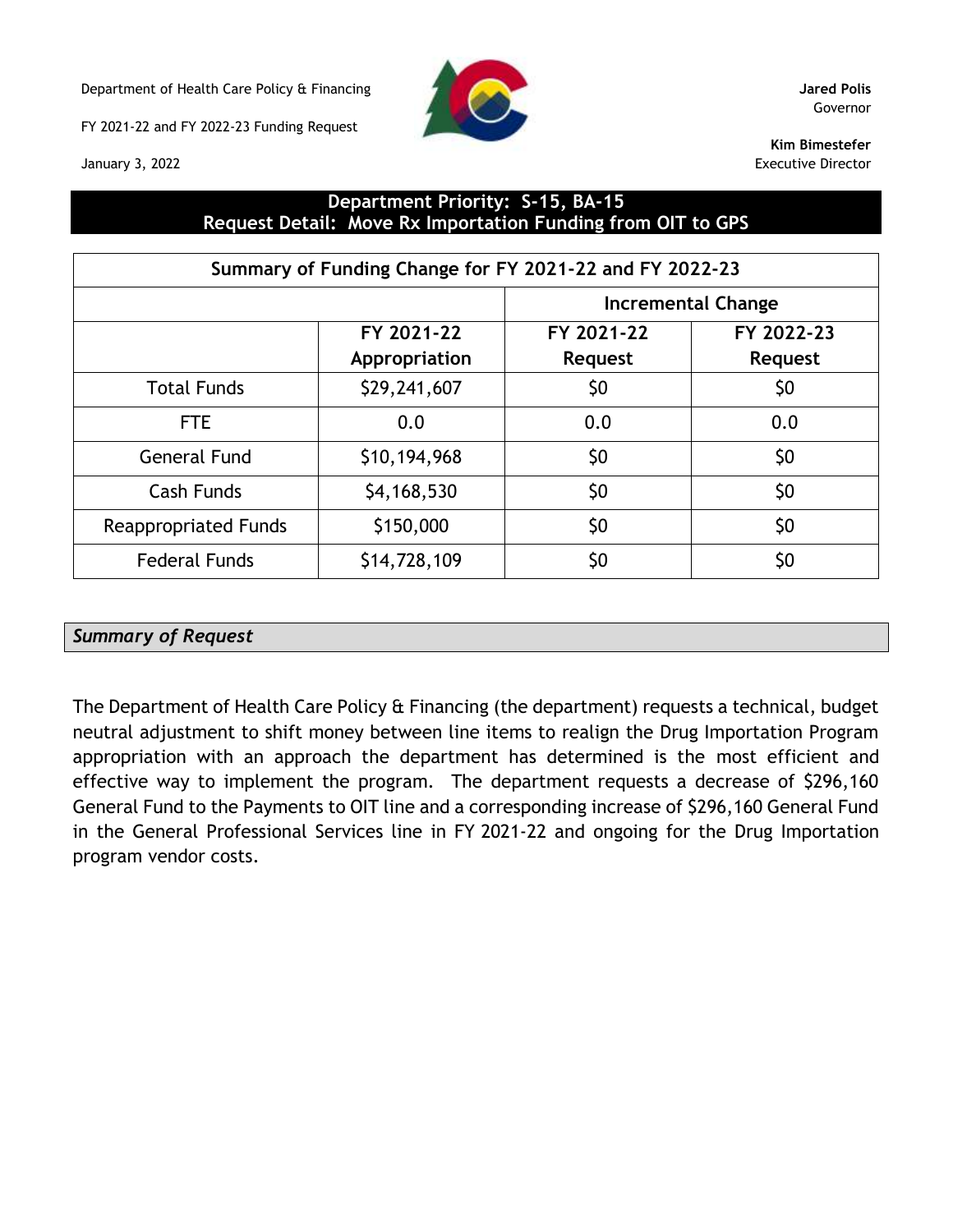Department of Health Care Policy & Financing

FY 2021-22 and FY 2022-23 Funding Request

January 3, 2022

**Jared Polis**
Governor

**Kim Bimestefer**
Executive Director

## Department Priority: S-15, BA-15
## Request Detail: Move Rx Importation Funding from OIT to GPS

| Summary of Funding Change for FY 2021-22 and FY 2022-23 | | | |
|---|---|---|---|
| | | Incremental Change | |
| | FY 2021-22 Appropriation | FY 2021-22 Request | FY 2022-23 Request |
| Total Funds | $29,241,607 | $0 | $0 |
| FTE | 0.0 | 0.0 | 0.0 |
| General Fund | $10,194,968 | $0 | $0 |
| Cash Funds | $4,168,530 | $0 | $0 |
| Reappropriated Funds | $150,000 | $0 | $0 |
| Federal Funds | $14,728,109 | $0 | $0 |

### *Summary of Request*

The Department of Health Care Policy & Financing (the department) requests a technical, budget neutral adjustment to shift money between line items to realign the Drug Importation Program appropriation with an approach the department has determined is the most efficient and effective way to implement the program. The department requests a decrease of $296,160 General Fund to the Payments to OIT line and a corresponding increase of $296,160 General Fund in the General Professional Services line in FY 2021-22 and ongoing for the Drug Importation program vendor costs.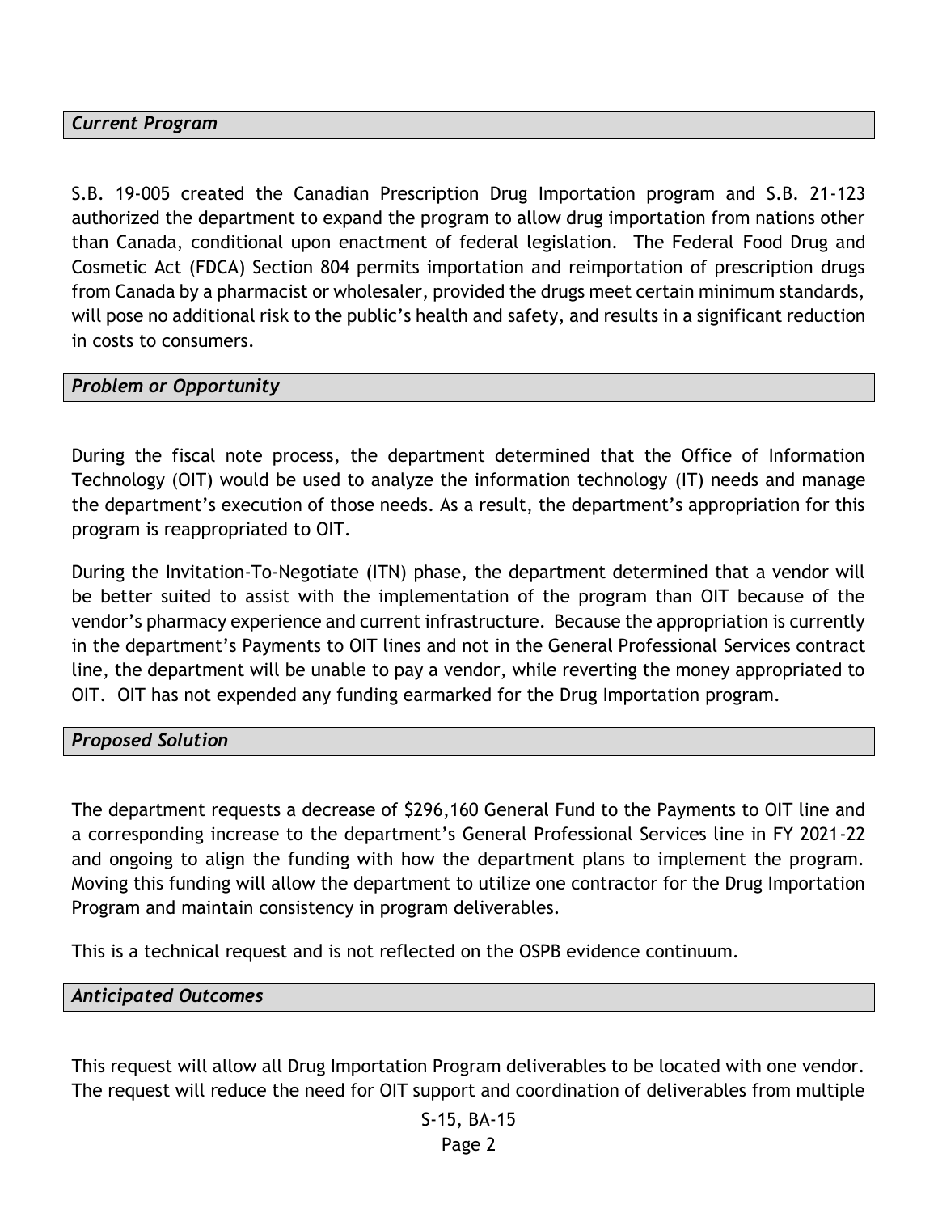### *Current Program*

S.B. 19-005 created the Canadian Prescription Drug Importation program and S.B. 21-123 authorized the department to expand the program to allow drug importation from nations other than Canada, conditional upon enactment of federal legislation. The Federal Food Drug and Cosmetic Act (FDCA) Section 804 permits importation and reimportation of prescription drugs from Canada by a pharmacist or wholesaler, provided the drugs meet certain minimum standards, will pose no additional risk to the public's health and safety, and results in a significant reduction in costs to consumers.

### *Problem or Opportunity*

During the fiscal note process, the department determined that the Office of Information Technology (OIT) would be used to analyze the information technology (IT) needs and manage the department's execution of those needs. As a result, the department's appropriation for this program is reappropriated to OIT.

During the Invitation-To-Negotiate (ITN) phase, the department determined that a vendor will be better suited to assist with the implementation of the program than OIT because of the vendor's pharmacy experience and current infrastructure. Because the appropriation is currently in the department's Payments to OIT lines and not in the General Professional Services contract line, the department will be unable to pay a vendor, while reverting the money appropriated to OIT. OIT has not expended any funding earmarked for the Drug Importation program.

### *Proposed Solution*

The department requests a decrease of $296,160 General Fund to the Payments to OIT line and a corresponding increase to the department's General Professional Services line in FY 2021-22 and ongoing to align the funding with how the department plans to implement the program. Moving this funding will allow the department to utilize one contractor for the Drug Importation Program and maintain consistency in program deliverables.

This is a technical request and is not reflected on the OSPB evidence continuum.

### *Anticipated Outcomes*

This request will allow all Drug Importation Program deliverables to be located with one vendor. The request will reduce the need for OIT support and coordination of deliverables from multiple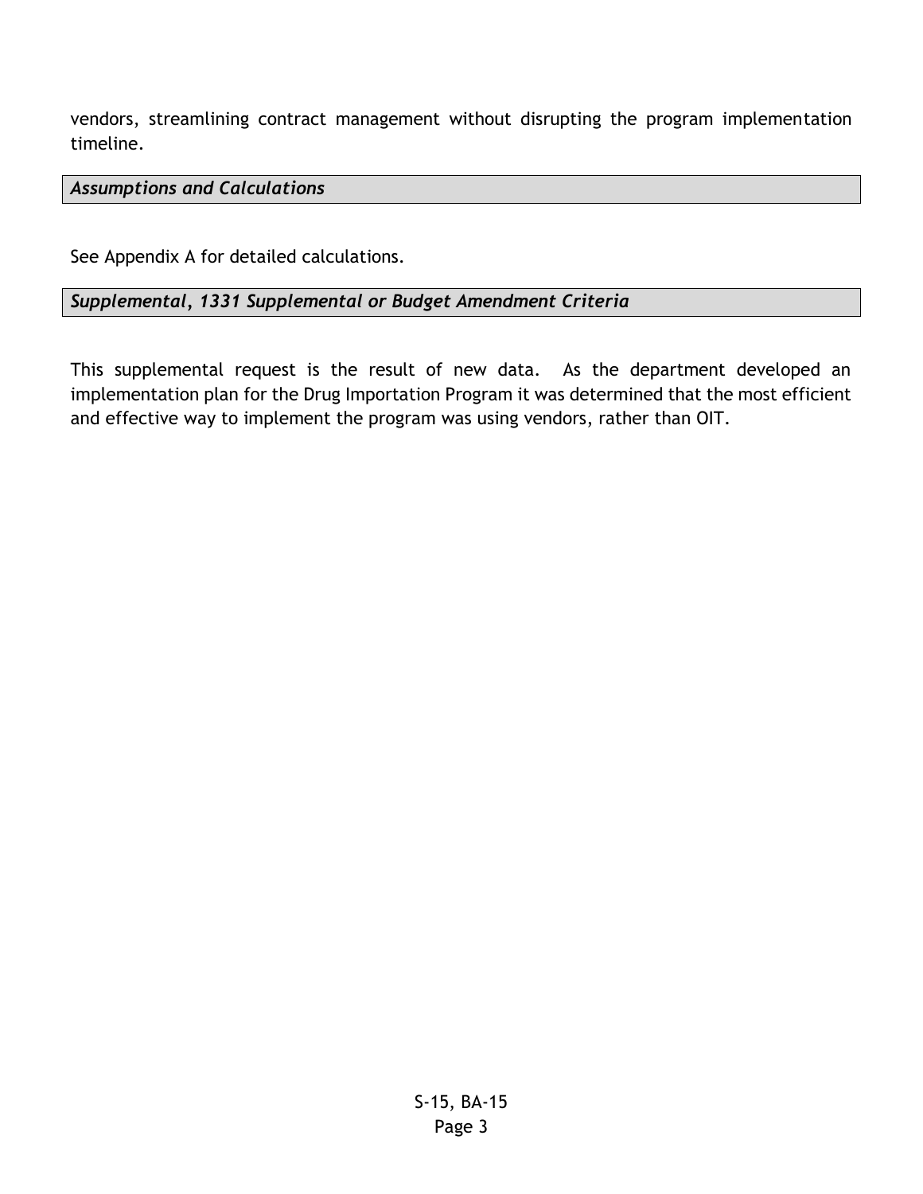vendors, streamlining contract management without disrupting the program implementation timeline.

### *Assumptions and Calculations*

See Appendix A for detailed calculations.

### *Supplemental, 1331 Supplemental or Budget Amendment Criteria*

This supplemental request is the result of new data. As the department developed an implementation plan for the Drug Importation Program it was determined that the most efficient and effective way to implement the program was using vendors, rather than OIT.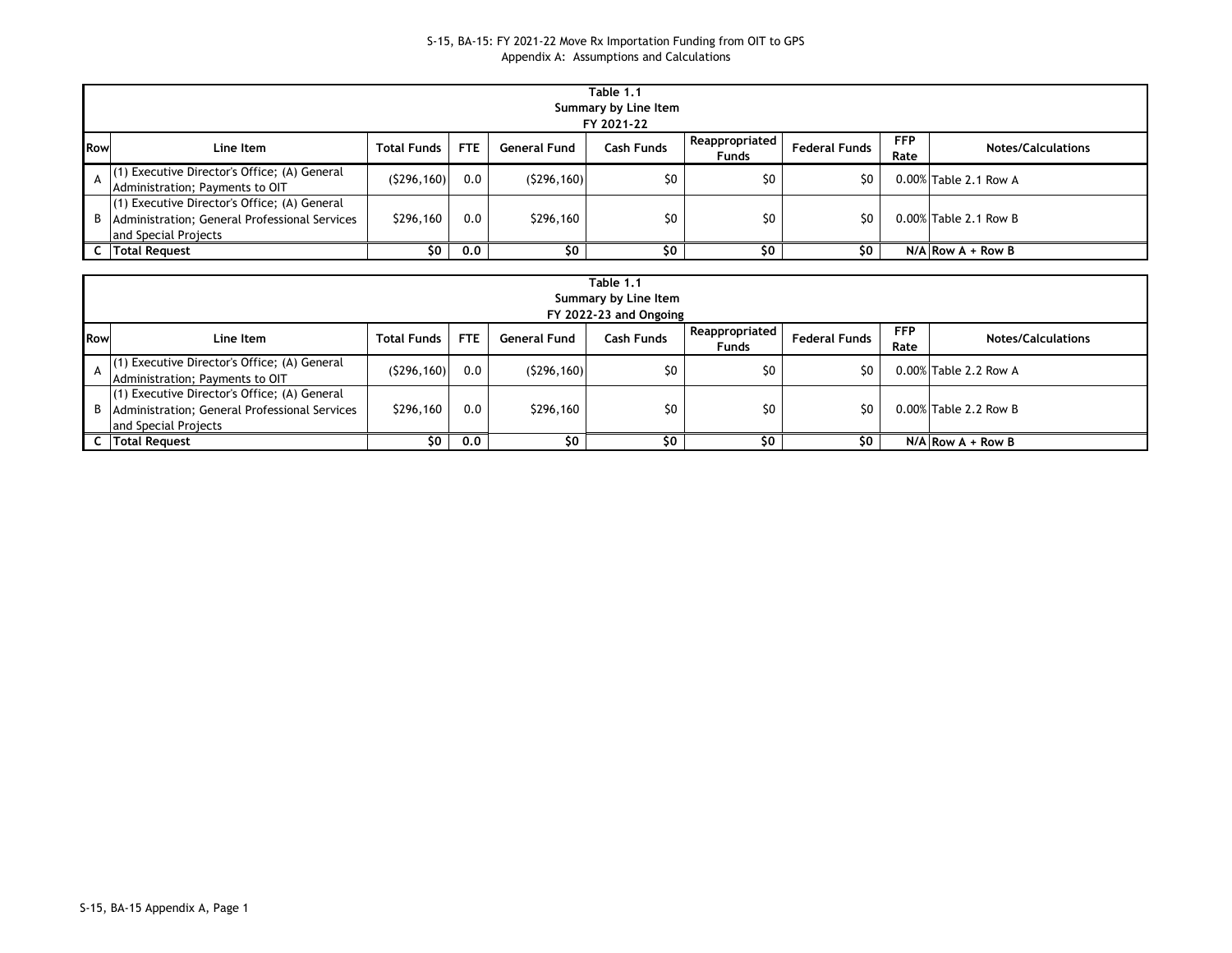S-15, BA-15: FY 2021-22 Move Rx Importation Funding from OIT to GPS
Appendix A: Assumptions and Calculations

| Table 1.1<br>Summary by Line Item<br>FY 2021-22 | | | | | | | | | |
|---|---|---|---|---|---|---|---|---|---|
| **Row** | **Line Item** | **Total Funds** | **FTE** | **General Fund** | **Cash Funds** | **Reappropriated Funds** | **Federal Funds** | **FFP Rate** | **Notes/Calculations** |
| A | (1) Executive Director's Office; (A) General Administration; Payments to OIT | ($296,160) | 0.0 | ($296,160) | $0 | $0 | $0 | 0.00% | Table 2.1 Row A |
| B | (1) Executive Director's Office; (A) General Administration; General Professional Services and Special Projects | $296,160 | 0.0 | $296,160 | $0 | $0 | $0 | 0.00% | Table 2.1 Row B |
| C | **Total Request** | **$0** | **0.0** | **$0** | **$0** | **$0** | **$0** | **N/A** | **Row A + Row B** |

| Table 1.1<br>Summary by Line Item<br>FY 2022-23 and Ongoing | | | | | | | | | |
|---|---|---|---|---|---|---|---|---|---|
| **Row** | **Line Item** | **Total Funds** | **FTE** | **General Fund** | **Cash Funds** | **Reappropriated Funds** | **Federal Funds** | **FFP Rate** | **Notes/Calculations** |
| A | (1) Executive Director's Office; (A) General Administration; Payments to OIT | ($296,160) | 0.0 | ($296,160) | $0 | $0 | $0 | 0.00% | Table 2.2 Row A |
| B | (1) Executive Director's Office; (A) General Administration; General Professional Services and Special Projects | $296,160 | 0.0 | $296,160 | $0 | $0 | $0 | 0.00% | Table 2.2 Row B |
| C | **Total Request** | **$0** | **0.0** | **$0** | **$0** | **$0** | **$0** | **N/A** | **Row A + Row B** |

S-15, BA-15 Appendix A, Page 1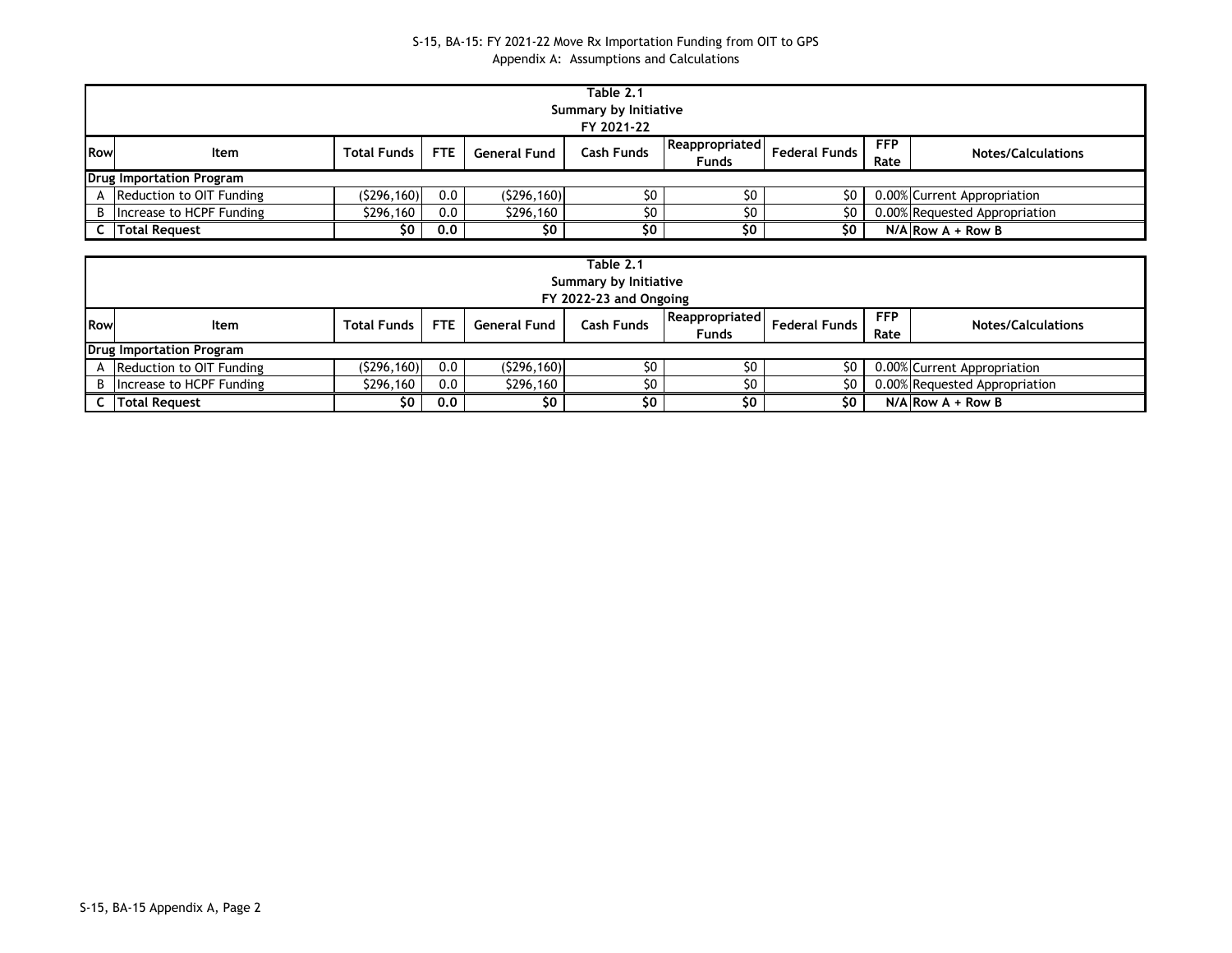S-15, BA-15: FY 2021-22 Move Rx Importation Funding from OIT to GPS
Appendix A: Assumptions and Calculations

| Table 2.1<br>Summary by Initiative<br>FY 2021-22 | | | | | | | | | |
|---|---|---|---|---|---|---|---|---|---|
| **Row** | **Item** | **Total Funds** | **FTE** | **General Fund** | **Cash Funds** | **Reappropriated Funds** | **Federal Funds** | **FFP Rate** | **Notes/Calculations** |
| **Drug Importation Program** | | | | | | | | | |
| A | Reduction to OIT Funding | ($296,160) | 0.0 | ($296,160) | $0 | $0 | $0 | 0.00% | Current Appropriation |
| B | Increase to HCPF Funding | $296,160 | 0.0 | $296,160 | $0 | $0 | $0 | 0.00% | Requested Appropriation |
| C | **Total Request** | **$0** | **0.0** | **$0** | **$0** | **$0** | **$0** | **N/A** | **Row A + Row B** |

| Table 2.1<br>Summary by Initiative<br>FY 2022-23 and Ongoing | | | | | | | | | |
|---|---|---|---|---|---|---|---|---|---|
| **Row** | **Item** | **Total Funds** | **FTE** | **General Fund** | **Cash Funds** | **Reappropriated Funds** | **Federal Funds** | **FFP Rate** | **Notes/Calculations** |
| **Drug Importation Program** | | | | | | | | | |
| A | Reduction to OIT Funding | ($296,160) | 0.0 | ($296,160) | $0 | $0 | $0 | 0.00% | Current Appropriation |
| B | Increase to HCPF Funding | $296,160 | 0.0 | $296,160 | $0 | $0 | $0 | 0.00% | Requested Appropriation |
| C | **Total Request** | **$0** | **0.0** | **$0** | **$0** | **$0** | **$0** | **N/A** | **Row A + Row B** |